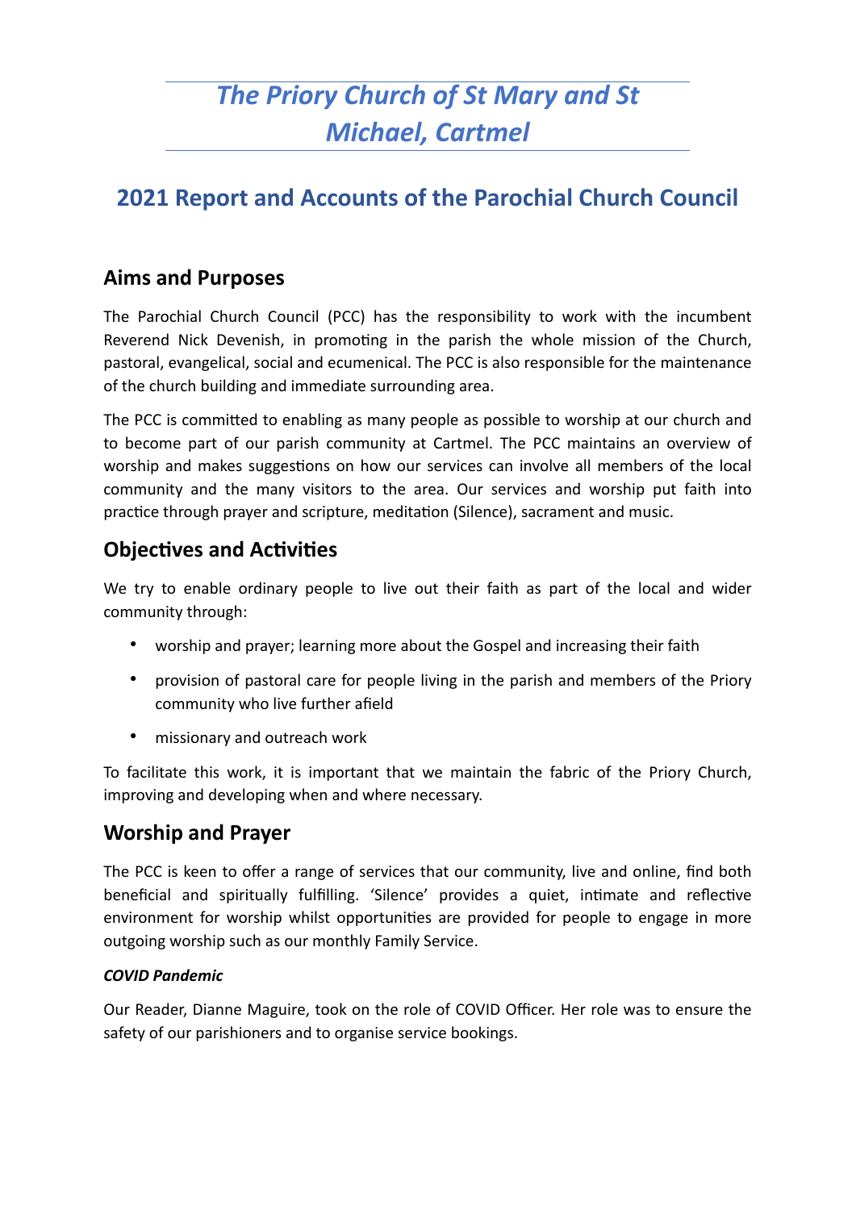# *The Priory Church of St Mary and St Michael, Cartmel*

## 2021 Report and Accounts of the Parochial Church Council

### Aims and Purposes

The Parochial Church Council (PCC) has the responsibility to work with the incumbent Reverend Nick Devenish, in promoting in the parish the whole mission of the Church, pastoral, evangelical, social and ecumenical. The PCC is also responsible for the maintenance of the church building and immediate surrounding area.

The PCC is committed to enabling as many people as possible to worship at our church and to become part of our parish community at Cartmel. The PCC maintains an overview of worship and makes suggestions on how our services can involve all members of the local community and the many visitors to the area. Our services and worship put faith into practice through prayer and scripture, meditation (Silence), sacrament and music.

### Objectives and Activities

We try to enable ordinary people to live out their faith as part of the local and wider community through:

- worship and prayer; learning more about the Gospel and increasing their faith
- provision of pastoral care for people living in the parish and members of the Priory community who live further afield
- missionary and outreach work

To facilitate this work, it is important that we maintain the fabric of the Priory Church, improving and developing when and where necessary.

### Worship and Prayer

The PCC is keen to offer a range of services that our community, live and online, find both beneficial and spiritually fulfilling. 'Silence' provides a quiet, intimate and reflective environment for worship whilst opportunities are provided for people to engage in more outgoing worship such as our monthly Family Service.

***COVID Pandemic***

Our Reader, Dianne Maguire, took on the role of COVID Officer. Her role was to ensure the safety of our parishioners and to organise service bookings.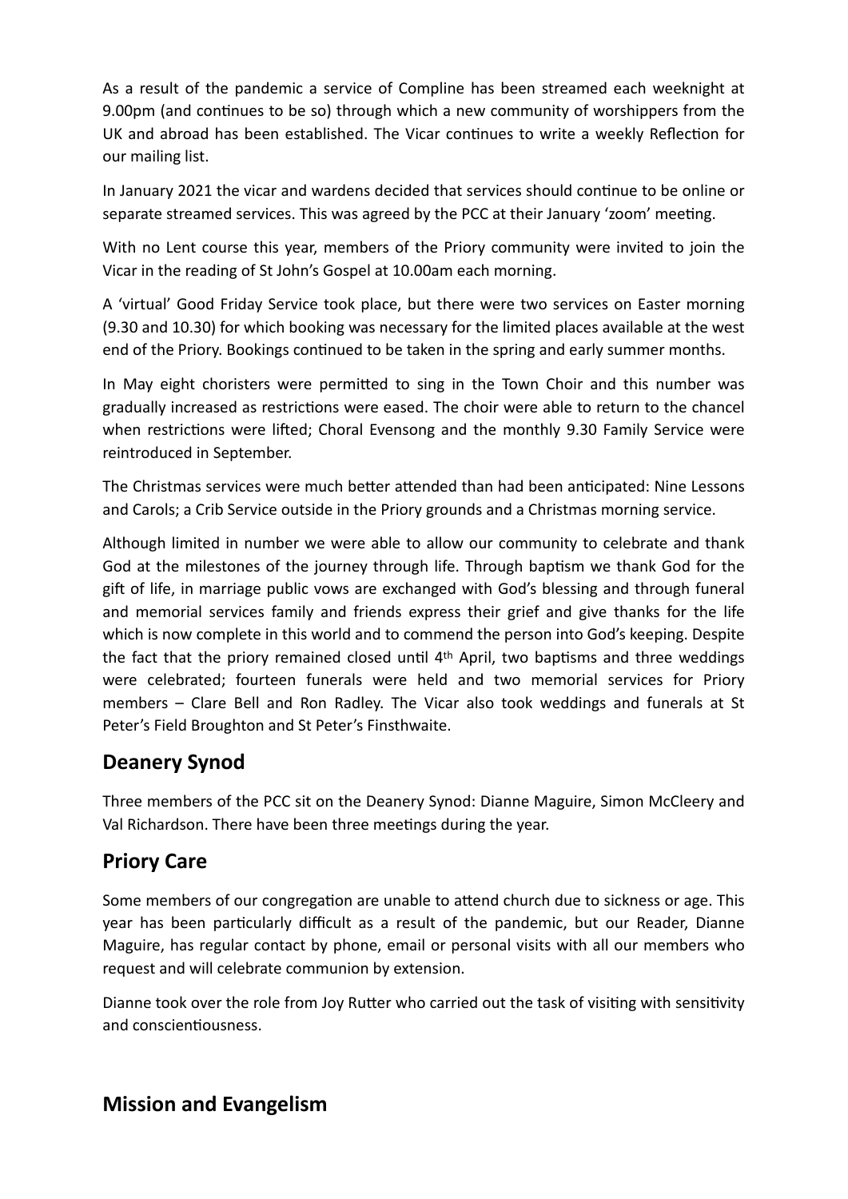As a result of the pandemic a service of Compline has been streamed each weeknight at 9.00pm (and continues to be so) through which a new community of worshippers from the UK and abroad has been established. The Vicar continues to write a weekly Reflection for our mailing list.

In January 2021 the vicar and wardens decided that services should continue to be online or separate streamed services. This was agreed by the PCC at their January 'zoom' meeting.

With no Lent course this year, members of the Priory community were invited to join the Vicar in the reading of St John's Gospel at 10.00am each morning.

A 'virtual' Good Friday Service took place, but there were two services on Easter morning (9.30 and 10.30) for which booking was necessary for the limited places available at the west end of the Priory. Bookings continued to be taken in the spring and early summer months.

In May eight choristers were permitted to sing in the Town Choir and this number was gradually increased as restrictions were eased. The choir were able to return to the chancel when restrictions were lifted; Choral Evensong and the monthly 9.30 Family Service were reintroduced in September.

The Christmas services were much better attended than had been anticipated: Nine Lessons and Carols; a Crib Service outside in the Priory grounds and a Christmas morning service.

Although limited in number we were able to allow our community to celebrate and thank God at the milestones of the journey through life. Through baptism we thank God for the gift of life, in marriage public vows are exchanged with God's blessing and through funeral and memorial services family and friends express their grief and give thanks for the life which is now complete in this world and to commend the person into God's keeping. Despite the fact that the priory remained closed until 4th April, two baptisms and three weddings were celebrated; fourteen funerals were held and two memorial services for Priory members – Clare Bell and Ron Radley. The Vicar also took weddings and funerals at St Peter's Field Broughton and St Peter's Finsthwaite.

## Deanery Synod

Three members of the PCC sit on the Deanery Synod: Dianne Maguire, Simon McCleery and Val Richardson. There have been three meetings during the year.

## Priory Care

Some members of our congregation are unable to attend church due to sickness or age. This year has been particularly difficult as a result of the pandemic, but our Reader, Dianne Maguire, has regular contact by phone, email or personal visits with all our members who request and will celebrate communion by extension.

Dianne took over the role from Joy Rutter who carried out the task of visiting with sensitivity and conscientiousness.

## Mission and Evangelism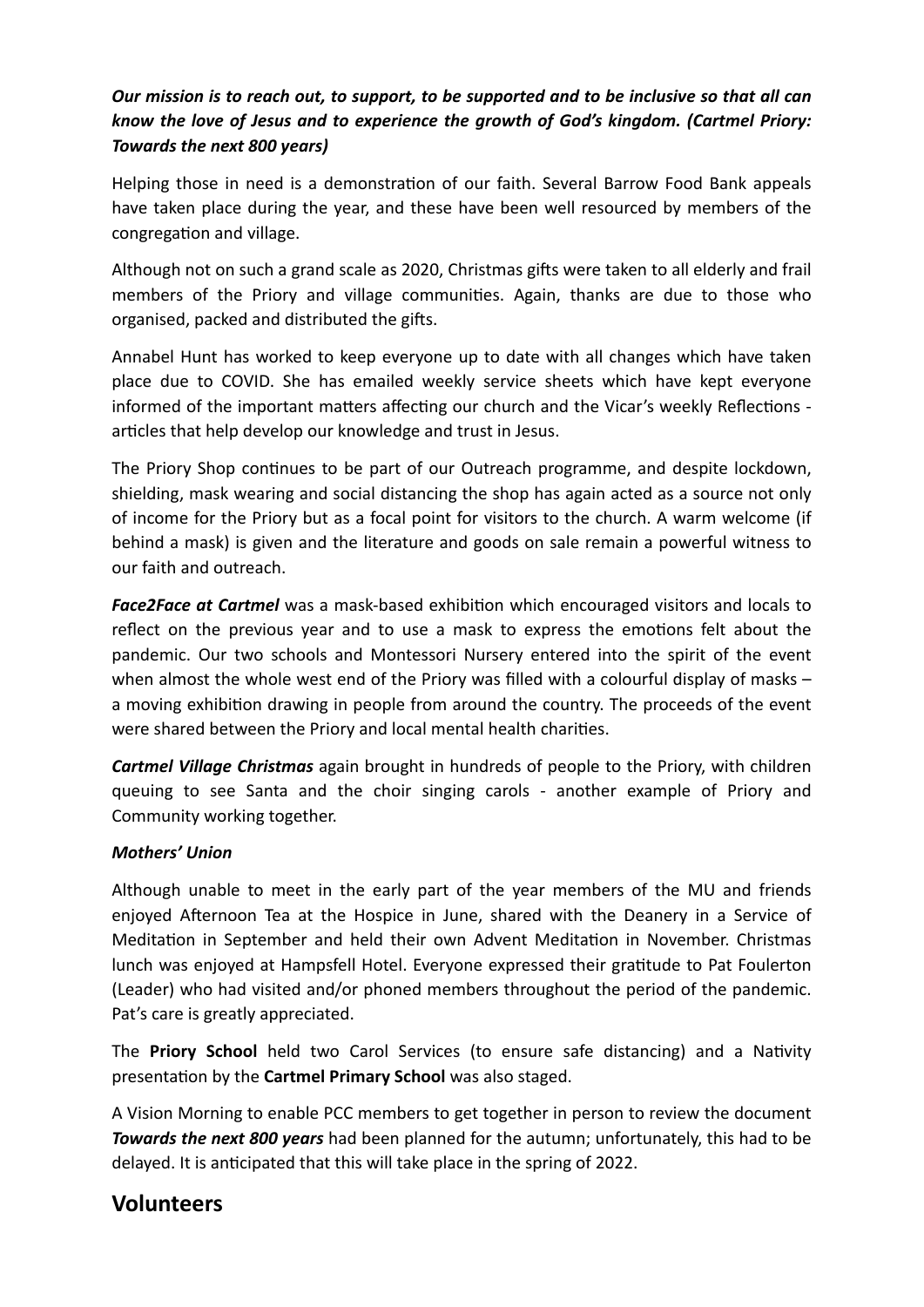***Our mission is to reach out, to support, to be supported and to be inclusive so that all can know the love of Jesus and to experience the growth of God's kingdom. (Cartmel Priory: Towards the next 800 years)***

Helping those in need is a demonstration of our faith. Several Barrow Food Bank appeals have taken place during the year, and these have been well resourced by members of the congregation and village.

Although not on such a grand scale as 2020, Christmas gifts were taken to all elderly and frail members of the Priory and village communities. Again, thanks are due to those who organised, packed and distributed the gifts.

Annabel Hunt has worked to keep everyone up to date with all changes which have taken place due to COVID. She has emailed weekly service sheets which have kept everyone informed of the important matters affecting our church and the Vicar's weekly Reflections - articles that help develop our knowledge and trust in Jesus.

The Priory Shop continues to be part of our Outreach programme, and despite lockdown, shielding, mask wearing and social distancing the shop has again acted as a source not only of income for the Priory but as a focal point for visitors to the church. A warm welcome (if behind a mask) is given and the literature and goods on sale remain a powerful witness to our faith and outreach.

***Face2Face at Cartmel*** was a mask-based exhibition which encouraged visitors and locals to reflect on the previous year and to use a mask to express the emotions felt about the pandemic. Our two schools and Montessori Nursery entered into the spirit of the event when almost the whole west end of the Priory was filled with a colourful display of masks – a moving exhibition drawing in people from around the country. The proceeds of the event were shared between the Priory and local mental health charities.

***Cartmel Village Christmas*** again brought in hundreds of people to the Priory, with children queuing to see Santa and the choir singing carols - another example of Priory and Community working together.

***Mothers' Union***

Although unable to meet in the early part of the year members of the MU and friends enjoyed Afternoon Tea at the Hospice in June, shared with the Deanery in a Service of Meditation in September and held their own Advent Meditation in November. Christmas lunch was enjoyed at Hampsfell Hotel. Everyone expressed their gratitude to Pat Foulerton (Leader) who had visited and/or phoned members throughout the period of the pandemic. Pat's care is greatly appreciated.

The **Priory School** held two Carol Services (to ensure safe distancing) and a Nativity presentation by the **Cartmel Primary School** was also staged.

A Vision Morning to enable PCC members to get together in person to review the document ***Towards the next 800 years*** had been planned for the autumn; unfortunately, this had to be delayed. It is anticipated that this will take place in the spring of 2022.

## Volunteers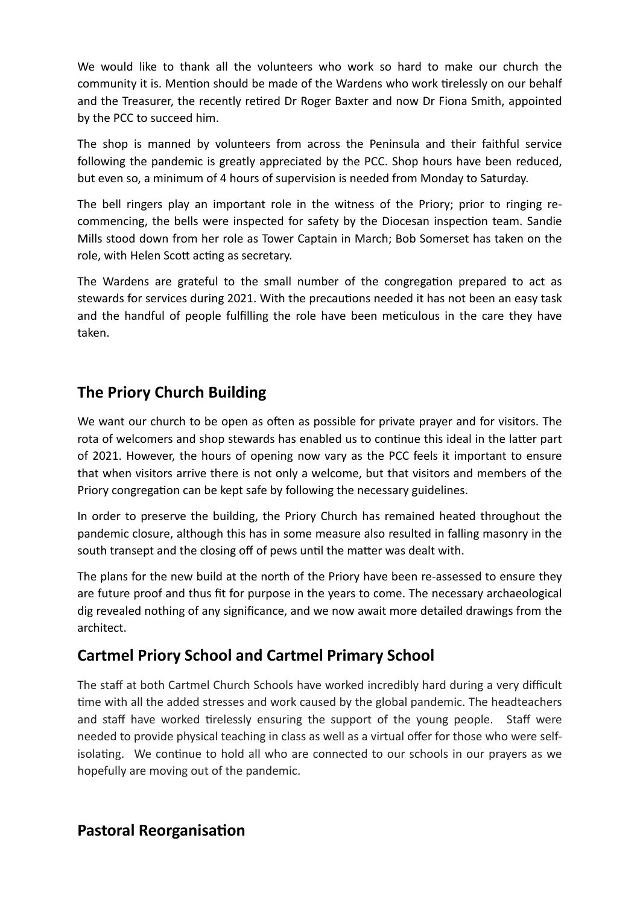We would like to thank all the volunteers who work so hard to make our church the community it is. Mention should be made of the Wardens who work tirelessly on our behalf and the Treasurer, the recently retired Dr Roger Baxter and now Dr Fiona Smith, appointed by the PCC to succeed him.

The shop is manned by volunteers from across the Peninsula and their faithful service following the pandemic is greatly appreciated by the PCC. Shop hours have been reduced, but even so, a minimum of 4 hours of supervision is needed from Monday to Saturday.

The bell ringers play an important role in the witness of the Priory; prior to ringing re-commencing, the bells were inspected for safety by the Diocesan inspection team. Sandie Mills stood down from her role as Tower Captain in March; Bob Somerset has taken on the role, with Helen Scott acting as secretary.

The Wardens are grateful to the small number of the congregation prepared to act as stewards for services during 2021. With the precautions needed it has not been an easy task and the handful of people fulfilling the role have been meticulous in the care they have taken.

## The Priory Church Building

We want our church to be open as often as possible for private prayer and for visitors. The rota of welcomers and shop stewards has enabled us to continue this ideal in the latter part of 2021. However, the hours of opening now vary as the PCC feels it important to ensure that when visitors arrive there is not only a welcome, but that visitors and members of the Priory congregation can be kept safe by following the necessary guidelines.

In order to preserve the building, the Priory Church has remained heated throughout the pandemic closure, although this has in some measure also resulted in falling masonry in the south transept and the closing off of pews until the matter was dealt with.

The plans for the new build at the north of the Priory have been re-assessed to ensure they are future proof and thus fit for purpose in the years to come. The necessary archaeological dig revealed nothing of any significance, and we now await more detailed drawings from the architect.

## Cartmel Priory School and Cartmel Primary School

The staff at both Cartmel Church Schools have worked incredibly hard during a very difficult time with all the added stresses and work caused by the global pandemic. The headteachers and staff have worked tirelessly ensuring the support of the young people. Staff were needed to provide physical teaching in class as well as a virtual offer for those who were self-isolating. We continue to hold all who are connected to our schools in our prayers as we hopefully are moving out of the pandemic.

## Pastoral Reorganisation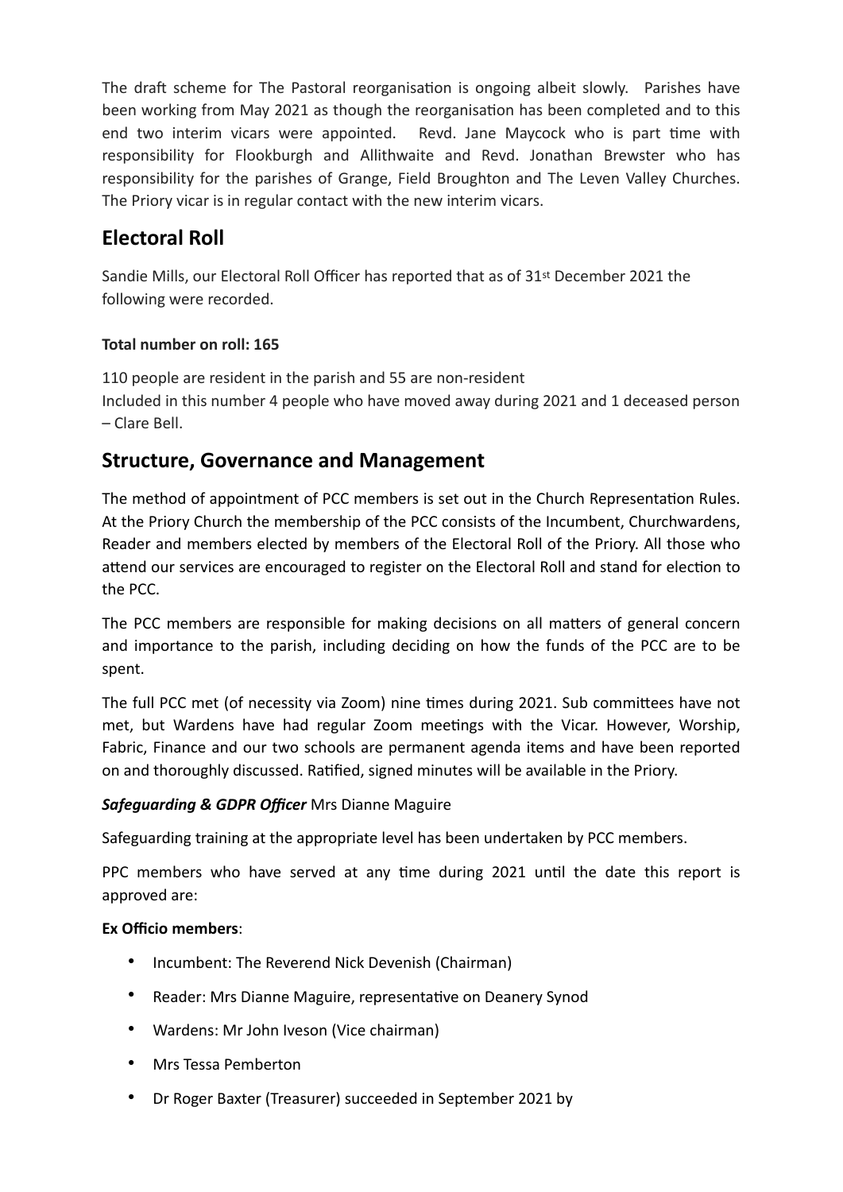The draft scheme for The Pastoral reorganisation is ongoing albeit slowly. Parishes have been working from May 2021 as though the reorganisation has been completed and to this end two interim vicars were appointed. Revd. Jane Maycock who is part time with responsibility for Flookburgh and Allithwaite and Revd. Jonathan Brewster who has responsibility for the parishes of Grange, Field Broughton and The Leven Valley Churches. The Priory vicar is in regular contact with the new interim vicars.

## Electoral Roll

Sandie Mills, our Electoral Roll Officer has reported that as of 31st December 2021 the following were recorded.

**Total number on roll: 165**

110 people are resident in the parish and 55 are non-resident
Included in this number 4 people who have moved away during 2021 and 1 deceased person – Clare Bell.

## Structure, Governance and Management

The method of appointment of PCC members is set out in the Church Representation Rules. At the Priory Church the membership of the PCC consists of the Incumbent, Churchwardens, Reader and members elected by members of the Electoral Roll of the Priory. All those who attend our services are encouraged to register on the Electoral Roll and stand for election to the PCC.

The PCC members are responsible for making decisions on all matters of general concern and importance to the parish, including deciding on how the funds of the PCC are to be spent.

The full PCC met (of necessity via Zoom) nine times during 2021. Sub committees have not met, but Wardens have had regular Zoom meetings with the Vicar. However, Worship, Fabric, Finance and our two schools are permanent agenda items and have been reported on and thoroughly discussed. Ratified, signed minutes will be available in the Priory.

***Safeguarding & GDPR Officer*** Mrs Dianne Maguire

Safeguarding training at the appropriate level has been undertaken by PCC members.

PPC members who have served at any time during 2021 until the date this report is approved are:

**Ex Officio members**:

- Incumbent: The Reverend Nick Devenish (Chairman)
- Reader: Mrs Dianne Maguire, representative on Deanery Synod
- Wardens: Mr John Iveson (Vice chairman)
- Mrs Tessa Pemberton
- Dr Roger Baxter (Treasurer) succeeded in September 2021 by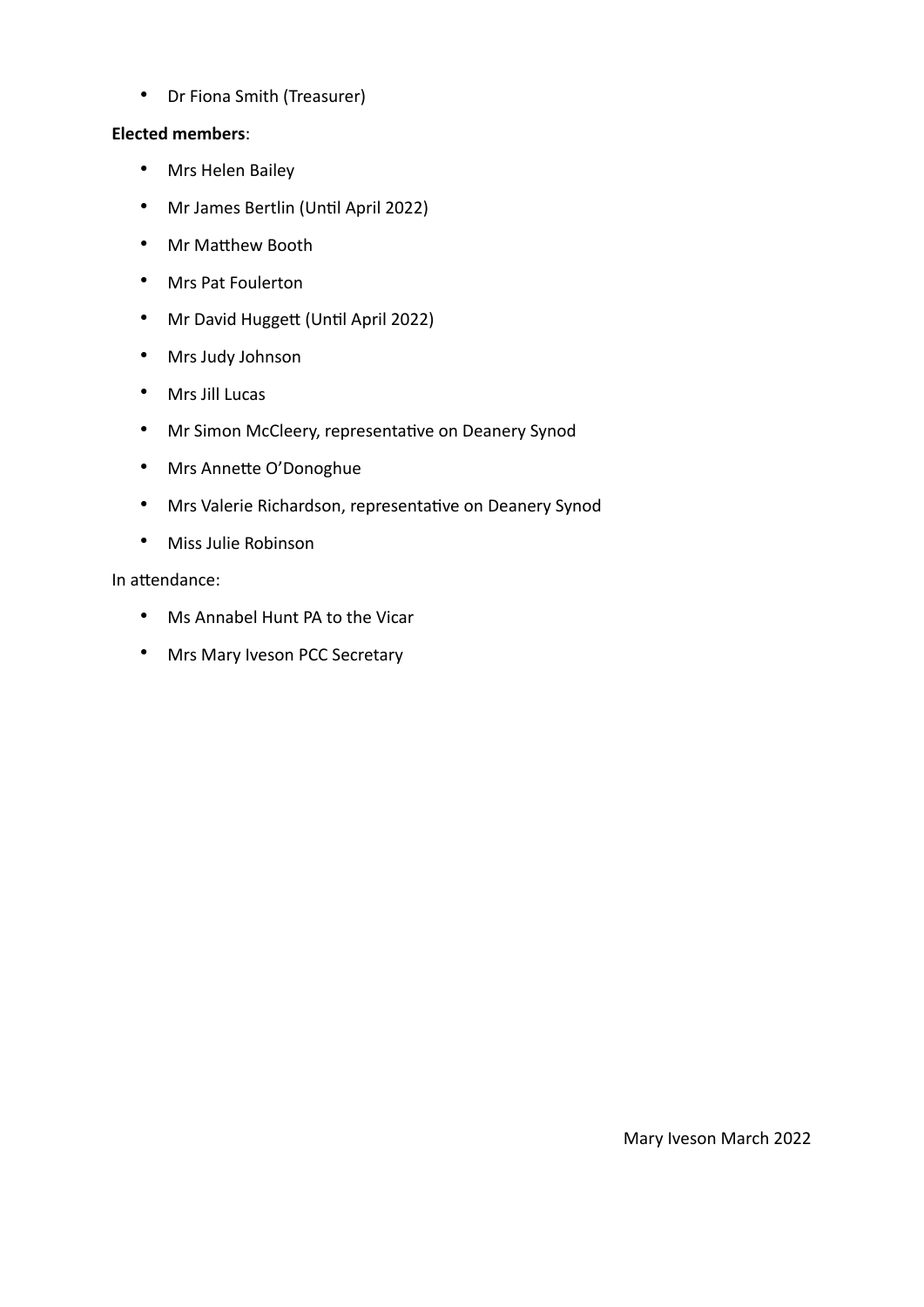- Dr Fiona Smith (Treasurer)

**Elected members**:

- Mrs Helen Bailey
- Mr James Bertlin (Until April 2022)
- Mr Matthew Booth
- Mrs Pat Foulerton
- Mr David Huggett (Until April 2022)
- Mrs Judy Johnson
- Mrs Jill Lucas
- Mr Simon McCleery, representative on Deanery Synod
- Mrs Annette O'Donoghue
- Mrs Valerie Richardson, representative on Deanery Synod
- Miss Julie Robinson

In attendance:

- Ms Annabel Hunt PA to the Vicar
- Mrs Mary Iveson PCC Secretary

Mary Iveson March 2022